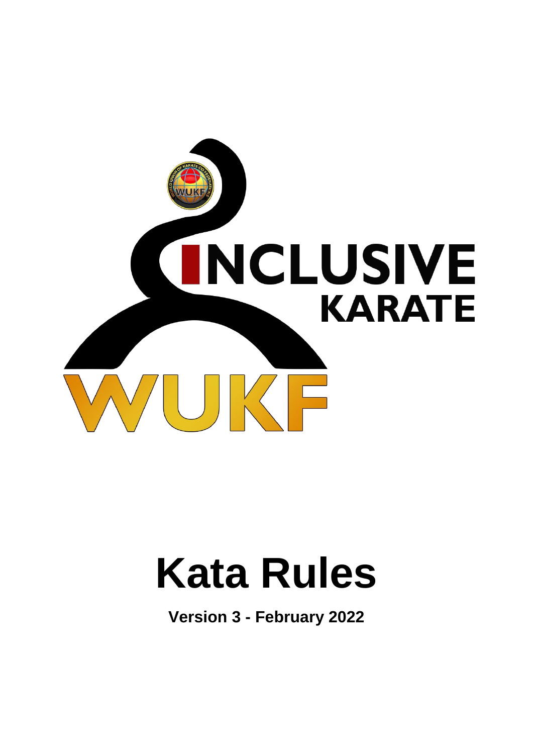INCLUSIVE KARATE

WUKF

# Kata Rules

**Version 3 - February 2022**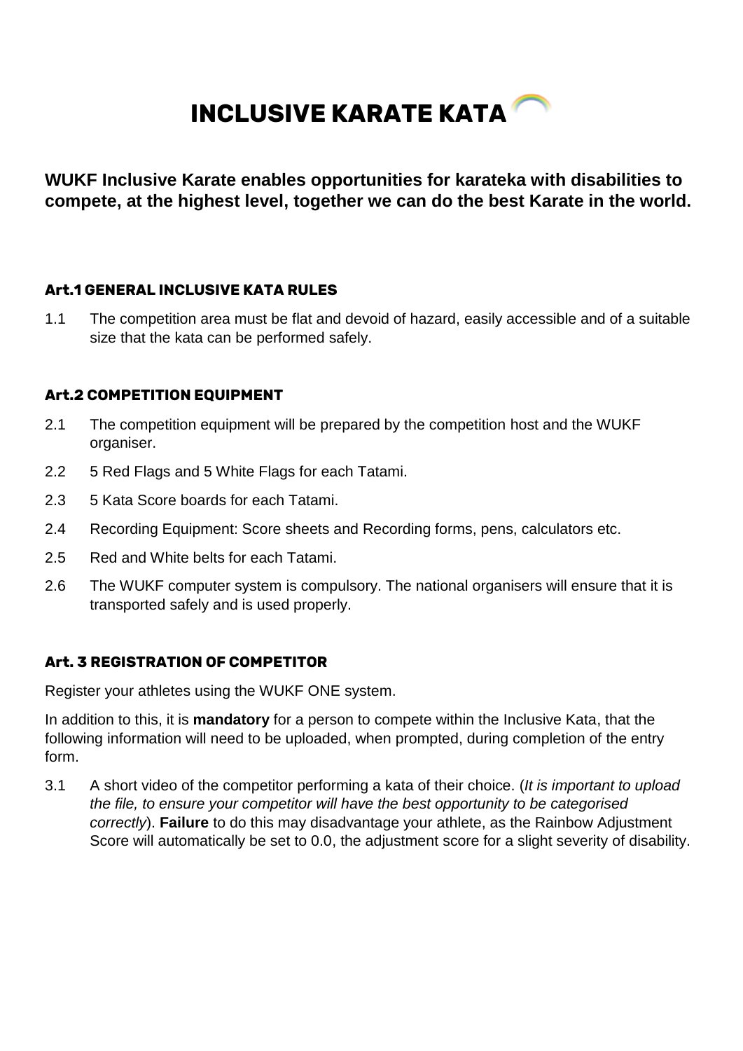# INCLUSIVE KARATE KATA

**WUKF Inclusive Karate enables opportunities for karateka with disabilities to compete, at the highest level, together we can do the best Karate in the world.**

### Art.1 GENERAL INCLUSIVE KATA RULES

1.1 The competition area must be flat and devoid of hazard, easily accessible and of a suitable size that the kata can be performed safely.

### Art.2 COMPETITION EQUIPMENT

2.1 The competition equipment will be prepared by the competition host and the WUKF organiser.

2.2 5 Red Flags and 5 White Flags for each Tatami.

2.3 5 Kata Score boards for each Tatami.

2.4 Recording Equipment: Score sheets and Recording forms, pens, calculators etc.

2.5 Red and White belts for each Tatami.

2.6 The WUKF computer system is compulsory. The national organisers will ensure that it is transported safely and is used properly.

### Art. 3 REGISTRATION OF COMPETITOR

Register your athletes using the WUKF ONE system.

In addition to this, it is **mandatory** for a person to compete within the Inclusive Kata, that the following information will need to be uploaded, when prompted, during completion of the entry form.

3.1 A short video of the competitor performing a kata of their choice. (*It is important to upload the file, to ensure your competitor will have the best opportunity to be categorised correctly*). **Failure** to do this may disadvantage your athlete, as the Rainbow Adjustment Score will automatically be set to 0.0, the adjustment score for a slight severity of disability.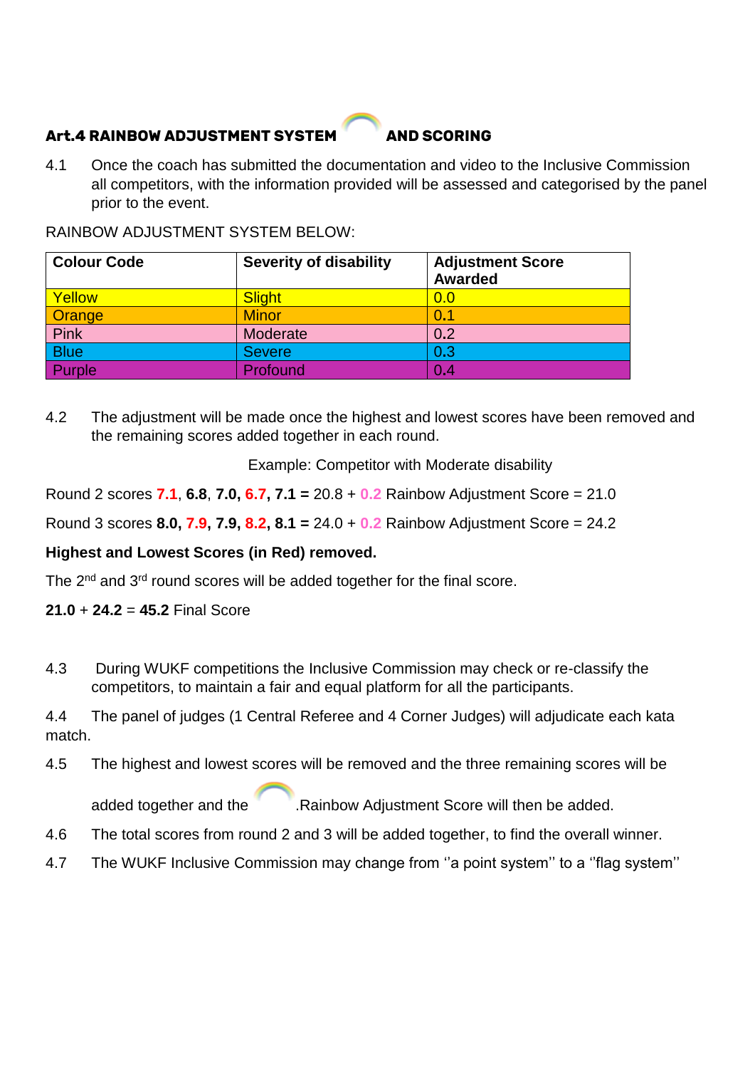### Art.4 RAINBOW ADJUSTMENT SYSTEM AND SCORING

4.1 Once the coach has submitted the documentation and video to the Inclusive Commission all competitors, with the information provided will be assessed and categorised by the panel prior to the event.

RAINBOW ADJUSTMENT SYSTEM BELOW:

| Colour Code | Severity of disability | Adjustment Score Awarded |
|---|---|---|
| Yellow | Slight | 0.0 |
| Orange | Minor | 0.1 |
| Pink | Moderate | 0.2 |
| Blue | Severe | 0.3 |
| Purple | Profound | 0.4 |

4.2 The adjustment will be made once the highest and lowest scores have been removed and the remaining scores added together in each round.

Example: Competitor with Moderate disability

Round 2 scores **7.1**, **6.8**, **7.0**, **6.7**, **7.1 =** 20.8 + 0.2 Rainbow Adjustment Score = 21.0

Round 3 scores **8.0**, **7.9**, **7.9**, **8.2**, **8.1 =** 24.0 + 0.2 Rainbow Adjustment Score = 24.2

**Highest and Lowest Scores (in Red) removed.**

The 2nd and 3rd round scores will be added together for the final score.

**21.0** + **24.2** = **45.2** Final Score

4.3 During WUKF competitions the Inclusive Commission may check or re-classify the competitors, to maintain a fair and equal platform for all the participants.

4.4 The panel of judges (1 Central Referee and 4 Corner Judges) will adjudicate each kata match.

4.5 The highest and lowest scores will be removed and the three remaining scores will be added together and the .Rainbow Adjustment Score will then be added.

4.6 The total scores from round 2 and 3 will be added together, to find the overall winner.

4.7 The WUKF Inclusive Commission may change from ''a point system'' to a ''flag system''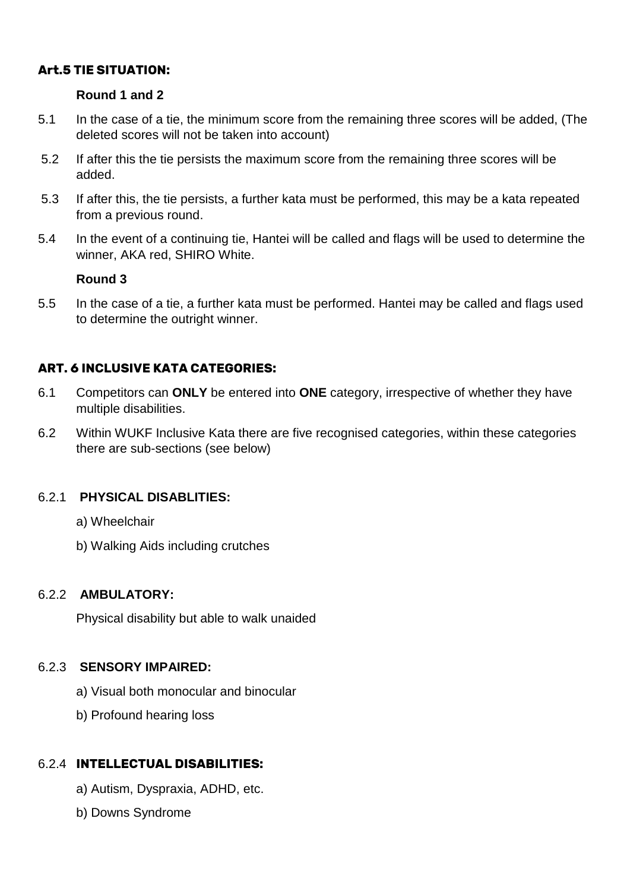## Art.5 TIE SITUATION:

**Round 1 and 2**

5.1 In the case of a tie, the minimum score from the remaining three scores will be added, (The deleted scores will not be taken into account)

5.2 If after this the tie persists the maximum score from the remaining three scores will be added.

5.3 If after this, the tie persists, a further kata must be performed, this may be a kata repeated from a previous round.

5.4 In the event of a continuing tie, Hantei will be called and flags will be used to determine the winner, AKA red, SHIRO White.

**Round 3**

5.5 In the case of a tie, a further kata must be performed. Hantei may be called and flags used to determine the outright winner.

## ART. 6 INCLUSIVE KATA CATEGORIES:

6.1 Competitors can **ONLY** be entered into **ONE** category, irrespective of whether they have multiple disabilities.

6.2 Within WUKF Inclusive Kata there are five recognised categories, within these categories there are sub-sections (see below)

### 6.2.1 PHYSICAL DISABLITIES:

a) Wheelchair

b) Walking Aids including crutches

### 6.2.2 AMBULATORY:

Physical disability but able to walk unaided

### 6.2.3 SENSORY IMPAIRED:

a) Visual both monocular and binocular

b) Profound hearing loss

### 6.2.4 INTELLECTUAL DISABILITIES:

a) Autism, Dyspraxia, ADHD, etc.

b) Downs Syndrome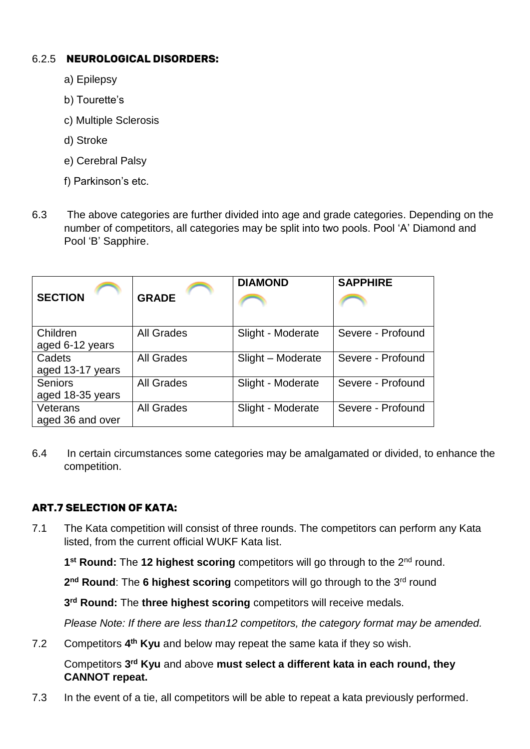### 6.2.5 **NEUROLOGICAL DISORDERS:**

a) Epilepsy

b) Tourette's

c) Multiple Sclerosis

d) Stroke

e) Cerebral Palsy

f) Parkinson's etc.

6.3 The above categories are further divided into age and grade categories. Depending on the number of competitors, all categories may be split into two pools. Pool 'A' Diamond and Pool 'B' Sapphire.

| **SECTION** | **GRADE** | **DIAMOND** | **SAPPHIRE** |
|---|---|---|---|
| Children aged 6-12 years | All Grades | Slight - Moderate | Severe - Profound |
| Cadets aged 13-17 years | All Grades | Slight – Moderate | Severe - Profound |
| Seniors aged 18-35 years | All Grades | Slight - Moderate | Severe - Profound |
| Veterans aged 36 and over | All Grades | Slight - Moderate | Severe - Profound |

6.4 In certain circumstances some categories may be amalgamated or divided, to enhance the competition.

## ART.7 SELECTION OF KATA:

7.1 The Kata competition will consist of three rounds. The competitors can perform any Kata listed, from the current official WUKF Kata list.

**1st Round:** The **12 highest scoring** competitors will go through to the 2nd round.

**2nd Round**: The **6 highest scoring** competitors will go through to the 3rd round

**3rd Round:** The **three highest scoring** competitors will receive medals.

*Please Note: If there are less than12 competitors, the category format may be amended.*

7.2 Competitors **4th Kyu** and below may repeat the same kata if they so wish.

Competitors **3rd Kyu** and above **must select a different kata in each round, they CANNOT repeat.**

7.3 In the event of a tie, all competitors will be able to repeat a kata previously performed.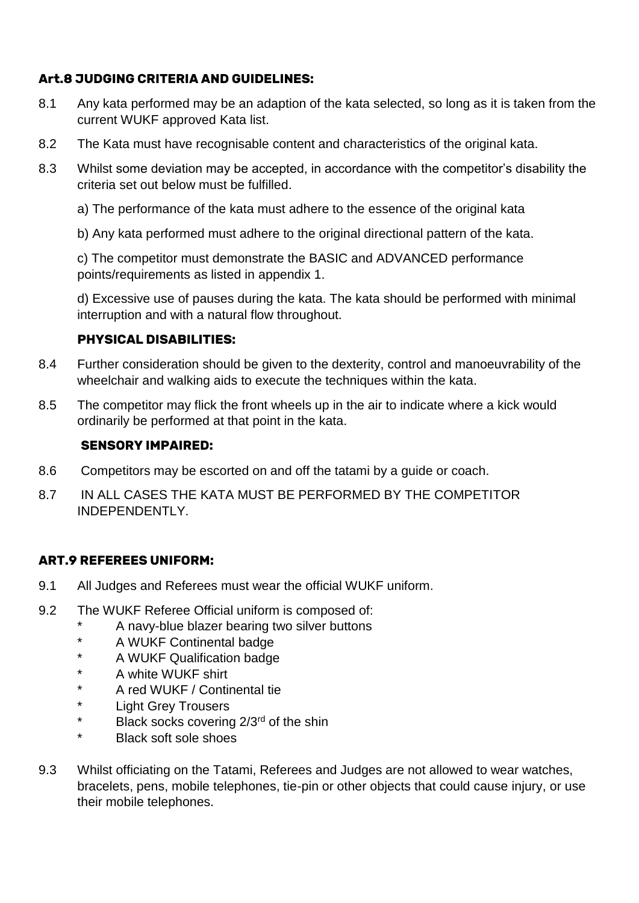### Art.8 JUDGING CRITERIA AND GUIDELINES:

8.1 Any kata performed may be an adaption of the kata selected, so long as it is taken from the current WUKF approved Kata list.

8.2 The Kata must have recognisable content and characteristics of the original kata.

8.3 Whilst some deviation may be accepted, in accordance with the competitor's disability the criteria set out below must be fulfilled.

a) The performance of the kata must adhere to the essence of the original kata

b) Any kata performed must adhere to the original directional pattern of the kata.

c) The competitor must demonstrate the BASIC and ADVANCED performance points/requirements as listed in appendix 1.

d) Excessive use of pauses during the kata. The kata should be performed with minimal interruption and with a natural flow throughout.

#### PHYSICAL DISABILITIES:

8.4 Further consideration should be given to the dexterity, control and manoeuvrability of the wheelchair and walking aids to execute the techniques within the kata.

8.5 The competitor may flick the front wheels up in the air to indicate where a kick would ordinarily be performed at that point in the kata.

#### SENSORY IMPAIRED:

8.6 Competitors may be escorted on and off the tatami by a guide or coach.

8.7 IN ALL CASES THE KATA MUST BE PERFORMED BY THE COMPETITOR INDEPENDENTLY.

### ART.9 REFEREES UNIFORM:

9.1 All Judges and Referees must wear the official WUKF uniform.

9.2 The WUKF Referee Official uniform is composed of:

- A navy-blue blazer bearing two silver buttons
- A WUKF Continental badge
- A WUKF Qualification badge
- A white WUKF shirt
- A red WUKF / Continental tie
- Light Grey Trousers
- Black socks covering 2/3rd of the shin
- Black soft sole shoes

9.3 Whilst officiating on the Tatami, Referees and Judges are not allowed to wear watches, bracelets, pens, mobile telephones, tie-pin or other objects that could cause injury, or use their mobile telephones.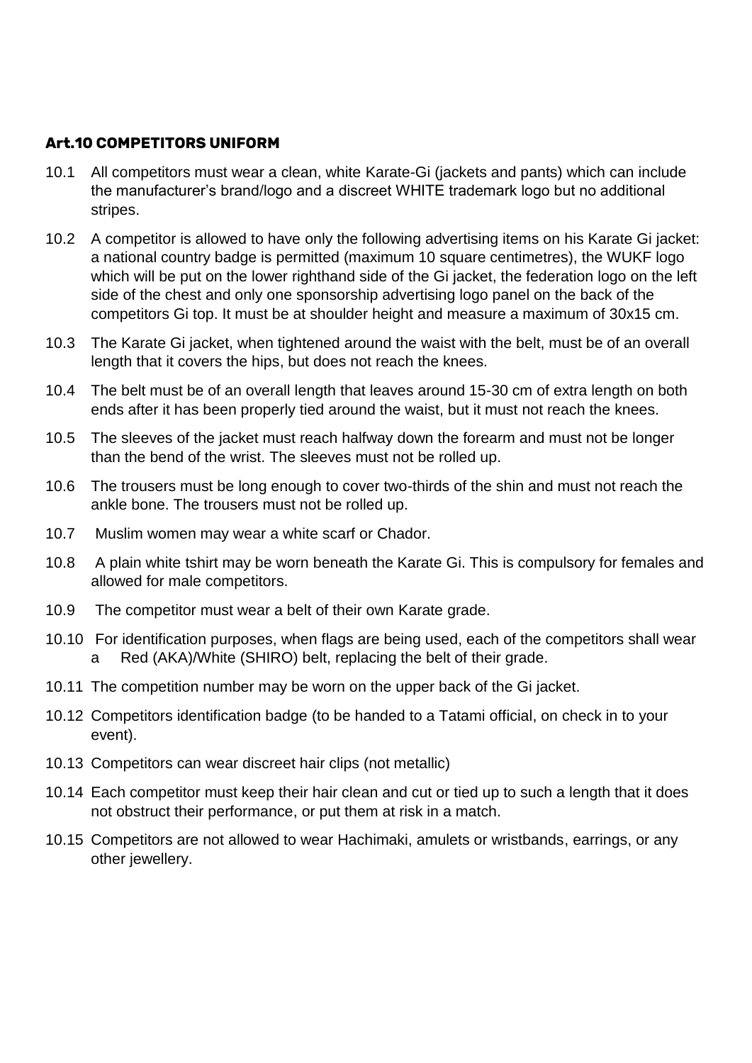## Art.10 COMPETITORS UNIFORM

10.1 All competitors must wear a clean, white Karate-Gi (jackets and pants) which can include the manufacturer's brand/logo and a discreet WHITE trademark logo but no additional stripes.

10.2 A competitor is allowed to have only the following advertising items on his Karate Gi jacket: a national country badge is permitted (maximum 10 square centimetres), the WUKF logo which will be put on the lower righthand side of the Gi jacket, the federation logo on the left side of the chest and only one sponsorship advertising logo panel on the back of the competitors Gi top. It must be at shoulder height and measure a maximum of 30x15 cm.

10.3 The Karate Gi jacket, when tightened around the waist with the belt, must be of an overall length that it covers the hips, but does not reach the knees.

10.4 The belt must be of an overall length that leaves around 15-30 cm of extra length on both ends after it has been properly tied around the waist, but it must not reach the knees.

10.5 The sleeves of the jacket must reach halfway down the forearm and must not be longer than the bend of the wrist. The sleeves must not be rolled up.

10.6 The trousers must be long enough to cover two-thirds of the shin and must not reach the ankle bone. The trousers must not be rolled up.

10.7 Muslim women may wear a white scarf or Chador.

10.8 A plain white tshirt may be worn beneath the Karate Gi. This is compulsory for females and allowed for male competitors.

10.9 The competitor must wear a belt of their own Karate grade.

10.10 For identification purposes, when flags are being used, each of the competitors shall wear a Red (AKA)/White (SHIRO) belt, replacing the belt of their grade.

10.11 The competition number may be worn on the upper back of the Gi jacket.

10.12 Competitors identification badge (to be handed to a Tatami official, on check in to your event).

10.13 Competitors can wear discreet hair clips (not metallic)

10.14 Each competitor must keep their hair clean and cut or tied up to such a length that it does not obstruct their performance, or put them at risk in a match.

10.15 Competitors are not allowed to wear Hachimaki, amulets or wristbands, earrings, or any other jewellery.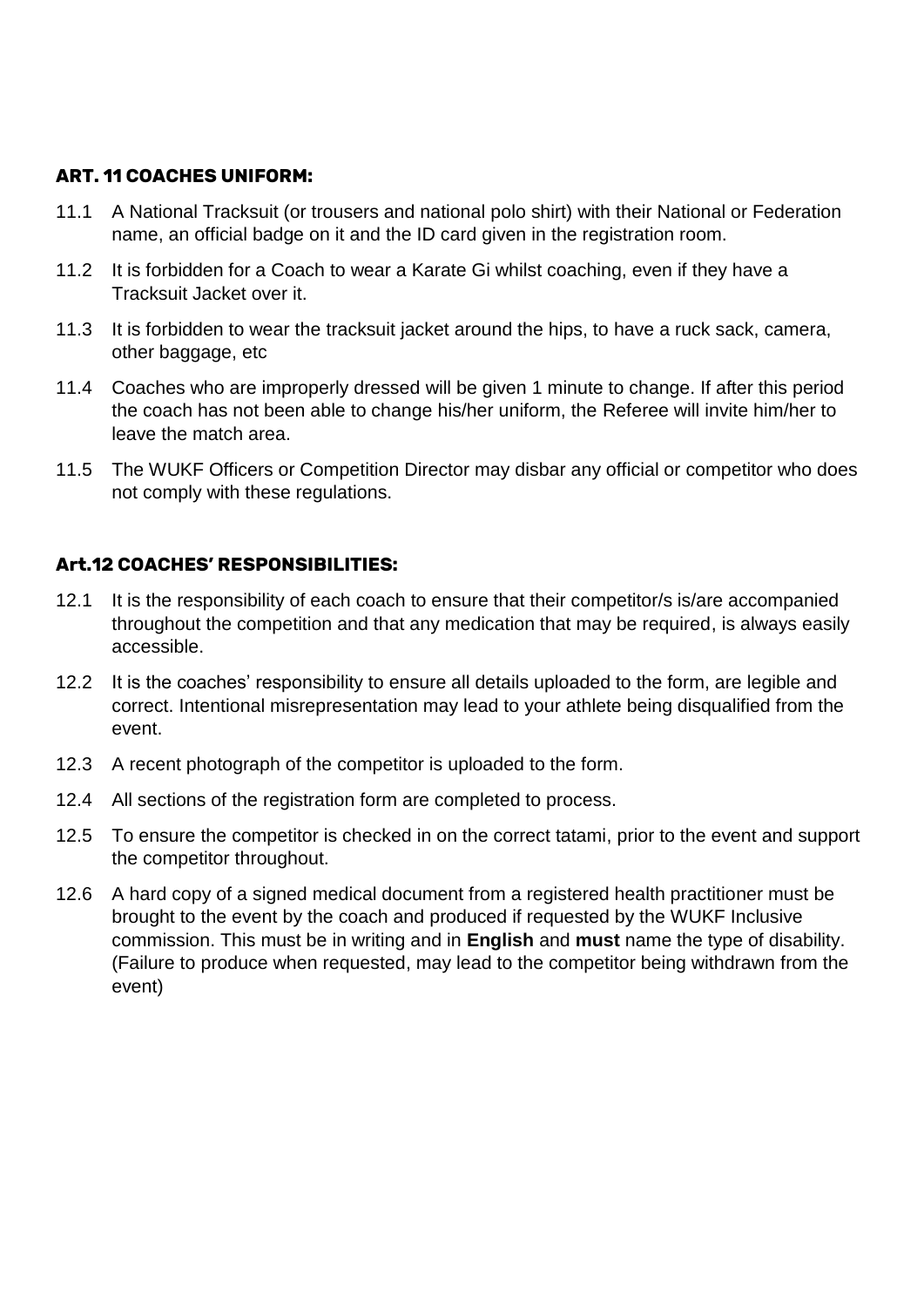## ART. 11 COACHES UNIFORM:

11.1 A National Tracksuit (or trousers and national polo shirt) with their National or Federation name, an official badge on it and the ID card given in the registration room.

11.2 It is forbidden for a Coach to wear a Karate Gi whilst coaching, even if they have a Tracksuit Jacket over it.

11.3 It is forbidden to wear the tracksuit jacket around the hips, to have a ruck sack, camera, other baggage, etc

11.4 Coaches who are improperly dressed will be given 1 minute to change. If after this period the coach has not been able to change his/her uniform, the Referee will invite him/her to leave the match area.

11.5 The WUKF Officers or Competition Director may disbar any official or competitor who does not comply with these regulations.

## Art.12 COACHES' RESPONSIBILITIES:

12.1 It is the responsibility of each coach to ensure that their competitor/s is/are accompanied throughout the competition and that any medication that may be required, is always easily accessible.

12.2 It is the coaches' responsibility to ensure all details uploaded to the form, are legible and correct. Intentional misrepresentation may lead to your athlete being disqualified from the event.

12.3 A recent photograph of the competitor is uploaded to the form.

12.4 All sections of the registration form are completed to process.

12.5 To ensure the competitor is checked in on the correct tatami, prior to the event and support the competitor throughout.

12.6 A hard copy of a signed medical document from a registered health practitioner must be brought to the event by the coach and produced if requested by the WUKF Inclusive commission. This must be in writing and in **English** and **must** name the type of disability. (Failure to produce when requested, may lead to the competitor being withdrawn from the event)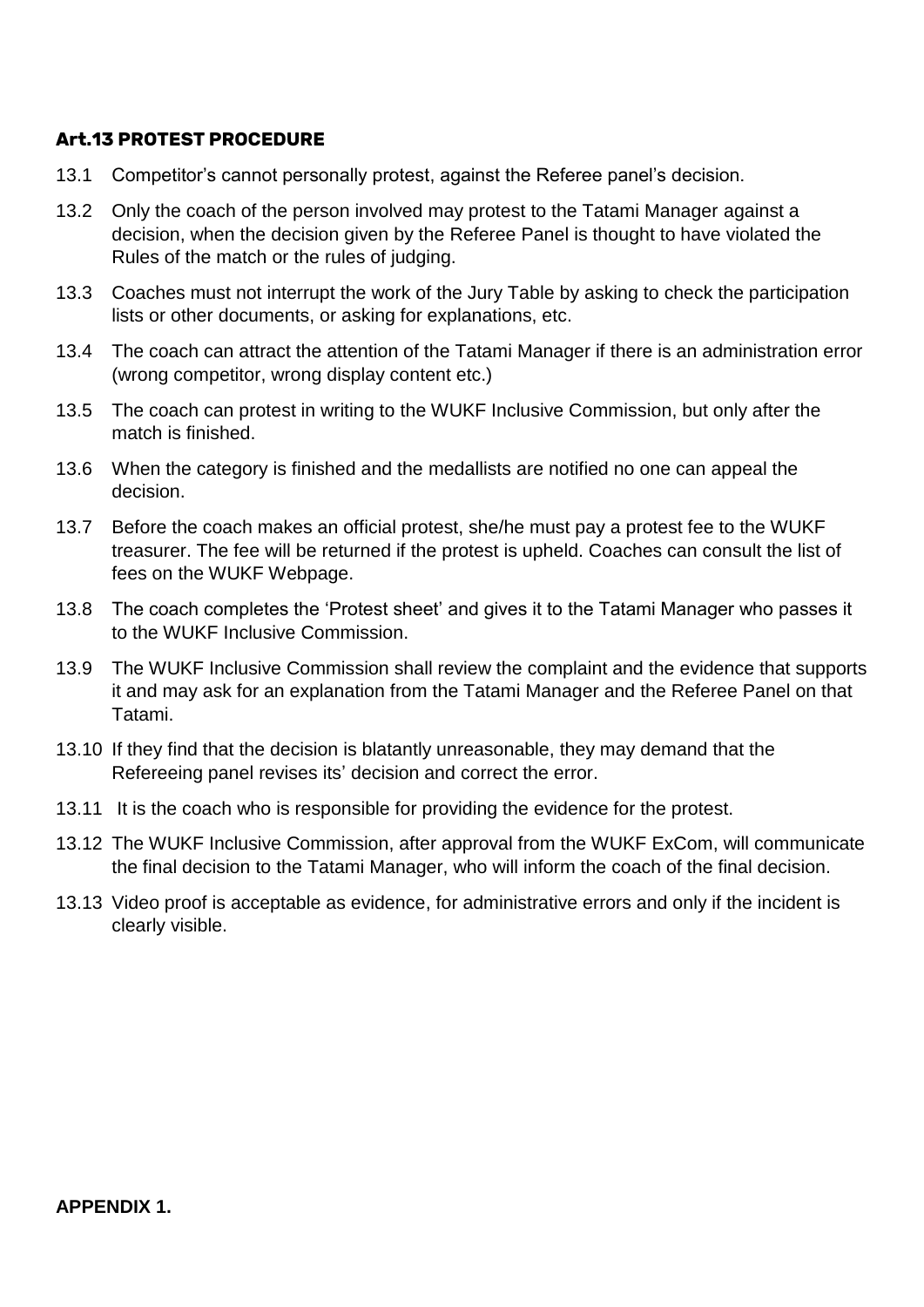### Art.13 PROTEST PROCEDURE

13.1 Competitor's cannot personally protest, against the Referee panel's decision.

13.2 Only the coach of the person involved may protest to the Tatami Manager against a decision, when the decision given by the Referee Panel is thought to have violated the Rules of the match or the rules of judging.

13.3 Coaches must not interrupt the work of the Jury Table by asking to check the participation lists or other documents, or asking for explanations, etc.

13.4 The coach can attract the attention of the Tatami Manager if there is an administration error (wrong competitor, wrong display content etc.)

13.5 The coach can protest in writing to the WUKF Inclusive Commission, but only after the match is finished.

13.6 When the category is finished and the medallists are notified no one can appeal the decision.

13.7 Before the coach makes an official protest, she/he must pay a protest fee to the WUKF treasurer. The fee will be returned if the protest is upheld. Coaches can consult the list of fees on the WUKF Webpage.

13.8 The coach completes the 'Protest sheet' and gives it to the Tatami Manager who passes it to the WUKF Inclusive Commission.

13.9 The WUKF Inclusive Commission shall review the complaint and the evidence that supports it and may ask for an explanation from the Tatami Manager and the Referee Panel on that Tatami.

13.10 If they find that the decision is blatantly unreasonable, they may demand that the Refereeing panel revises its' decision and correct the error.

13.11 It is the coach who is responsible for providing the evidence for the protest.

13.12 The WUKF Inclusive Commission, after approval from the WUKF ExCom, will communicate the final decision to the Tatami Manager, who will inform the coach of the final decision.

13.13 Video proof is acceptable as evidence, for administrative errors and only if the incident is clearly visible.

**APPENDIX 1.**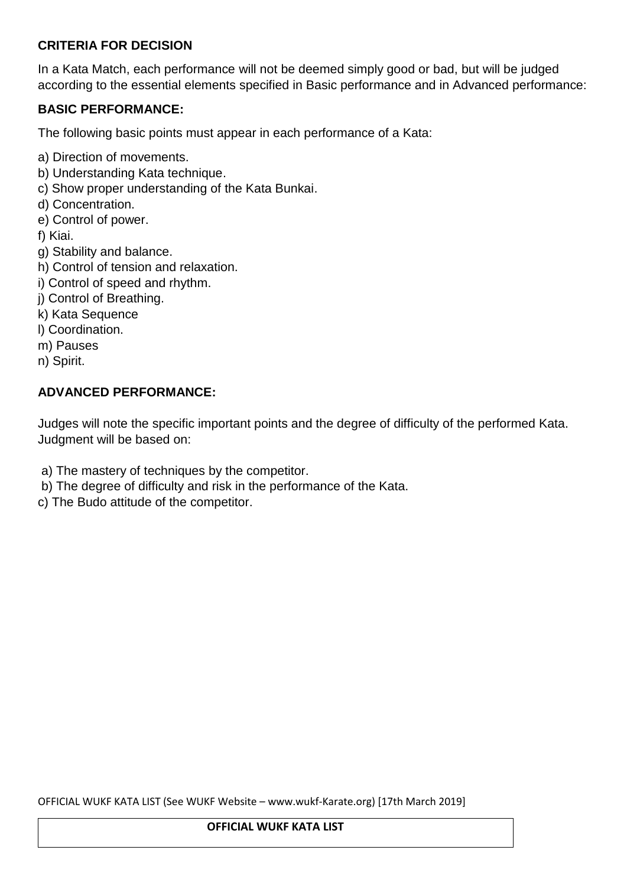### CRITERIA FOR DECISION

In a Kata Match, each performance will not be deemed simply good or bad, but will be judged according to the essential elements specified in Basic performance and in Advanced performance:

### BASIC PERFORMANCE:

The following basic points must appear in each performance of a Kata:

a) Direction of movements.
b) Understanding Kata technique.
c) Show proper understanding of the Kata Bunkai.
d) Concentration.
e) Control of power.
f) Kiai.
g) Stability and balance.
h) Control of tension and relaxation.
i) Control of speed and rhythm.
j) Control of Breathing.
k) Kata Sequence
l) Coordination.
m) Pauses
n) Spirit.

### ADVANCED PERFORMANCE:

Judges will note the specific important points and the degree of difficulty of the performed Kata. Judgment will be based on:

a) The mastery of techniques by the competitor.
b) The degree of difficulty and risk in the performance of the Kata.
c) The Budo attitude of the competitor.

OFFICIAL WUKF KATA LIST (See WUKF Website – www.wukf-Karate.org) [17th March 2019]

| OFFICIAL WUKF KATA LIST |
| --- |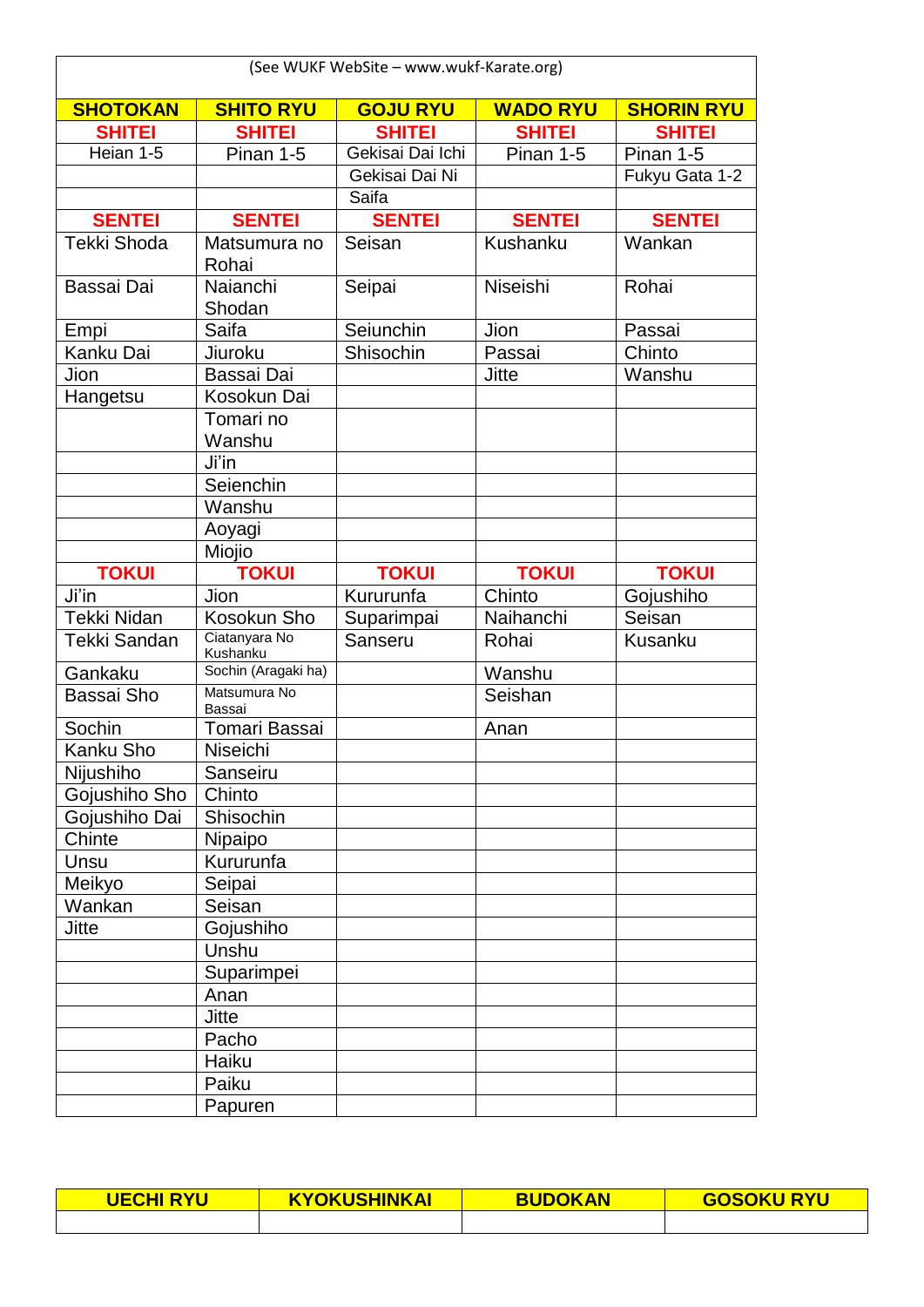(See WUKF WebSite – www.wukf-Karate.org)

| SHOTOKAN | SHITO RYU | GOJU RYU | WADO RYU | SHORIN RYU |
|---|---|---|---|---|
| SHITEI | SHITEI | SHITEI | SHITEI | SHITEI |
| Heian 1-5 | Pinan 1-5 | Gekisai Dai Ichi | Pinan 1-5 | Pinan 1-5 |
| | | Gekisai Dai Ni | | Fukyu Gata 1-2 |
| | | Saifa | | |
| SENTEI | SENTEI | SENTEI | SENTEI | SENTEI |
| Tekki Shoda | Matsumura no Rohai | Seisan | Kushanku | Wankan |
| Bassai Dai | Naianchi Shodan | Seipai | Niseishi | Rohai |
| Empi | Saifa | Seiunchin | Jion | Passai |
| Kanku Dai | Jiuroku | Shisochin | Passai | Chinto |
| Jion | Bassai Dai | | Jitte | Wanshu |
| Hangetsu | Kosokun Dai | | | |
| | Tomari no Wanshu | | | |
| | Ji'in | | | |
| | Seienchin | | | |
| | Wanshu | | | |
| | Aoyagi | | | |
| | Miojio | | | |
| TOKUI | TOKUI | TOKUI | TOKUI | TOKUI |
| Ji'in | Jion | Kururunfa | Chinto | Gojushiho |
| Tekki Nidan | Kosokun Sho | Suparimpai | Naihanchi | Seisan |
| Tekki Sandan | Ciatanyara No Kushanku | Sanseru | Rohai | Kusanku |
| Gankaku | Sochin (Aragaki ha) | | Wanshu | |
| Bassai Sho | Matsumura No Bassai | | Seishan | |
| Sochin | Tomari Bassai | | Anan | |
| Kanku Sho | Niseichi | | | |
| Nijushiho | Sanseiru | | | |
| Gojushiho Sho | Chinto | | | |
| Gojushiho Dai | Shisochin | | | |
| Chinte | Nipaipo | | | |
| Unsu | Kururunfa | | | |
| Meikyo | Seipai | | | |
| Wankan | Seisan | | | |
| Jitte | Gojushiho | | | |
| | Unshu | | | |
| | Suparimpei | | | |
| | Anan | | | |
| | Jitte | | | |
| | Pacho | | | |
| | Haiku | | | |
| | Paiku | | | |
| | Papuren | | | |

| UECHI RYU | KYOKUSHINKAI | BUDOKAN | GOSOKU RYU |
|---|---|---|---|
| | | | |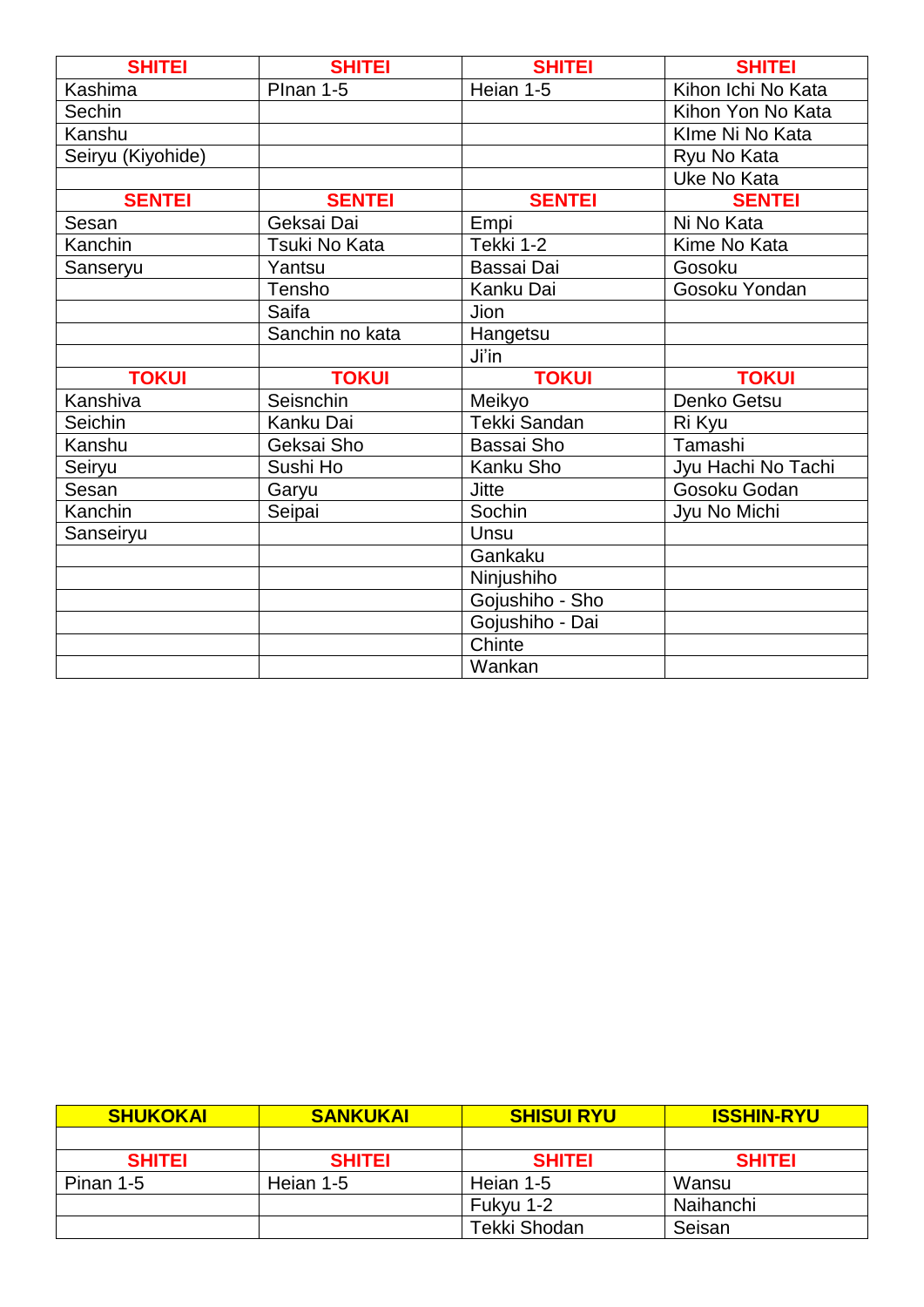| SHITEI | SHITEI | SHITEI | SHITEI |
|---|---|---|---|
| Kashima | PInan 1-5 | Heian 1-5 | Kihon Ichi No Kata |
| Sechin | | | Kihon Yon No Kata |
| Kanshu | | | KIme Ni No Kata |
| Seiryu (Kiyohide) | | | Ryu No Kata |
| | | | Uke No Kata |
| **SENTEI** | **SENTEI** | **SENTEI** | **SENTEI** |
| Sesan | Geksai Dai | Empi | Ni No Kata |
| Kanchin | Tsuki No Kata | Tekki 1-2 | Kime No Kata |
| Sanseryu | Yantsu | Bassai Dai | Gosoku |
| | Tensho | Kanku Dai | Gosoku Yondan |
| | Saifa | Jion | |
| | Sanchin no kata | Hangetsu | |
| | | Ji'in | |
| **TOKUI** | **TOKUI** | **TOKUI** | **TOKUI** |
| Kanshiva | Seisnchin | Meikyo | Denko Getsu |
| Seichin | Kanku Dai | Tekki Sandan | Ri Kyu |
| Kanshu | Geksai Sho | Bassai Sho | Tamashi |
| Seiryu | Sushi Ho | Kanku Sho | Jyu Hachi No Tachi |
| Sesan | Garyu | Jitte | Gosoku Godan |
| Kanchin | Seipai | Sochin | Jyu No Michi |
| Sanseiryu | | Unsu | |
| | | Gankaku | |
| | | Ninjushiho | |
| | | Gojushiho - Sho | |
| | | Gojushiho - Dai | |
| | | Chinte | |
| | | Wankan | |

| SHUKOKAI | SANKUKAI | SHISUI RYU | ISSHIN-RYU |
|---|---|---|---|
| | | | |
| **SHITEI** | **SHITEI** | **SHITEI** | **SHITEI** |
| Pinan 1-5 | Heian 1-5 | Heian 1-5 | Wansu |
| | | Fukyu 1-2 | Naihanchi |
| | | Tekki Shodan | Seisan |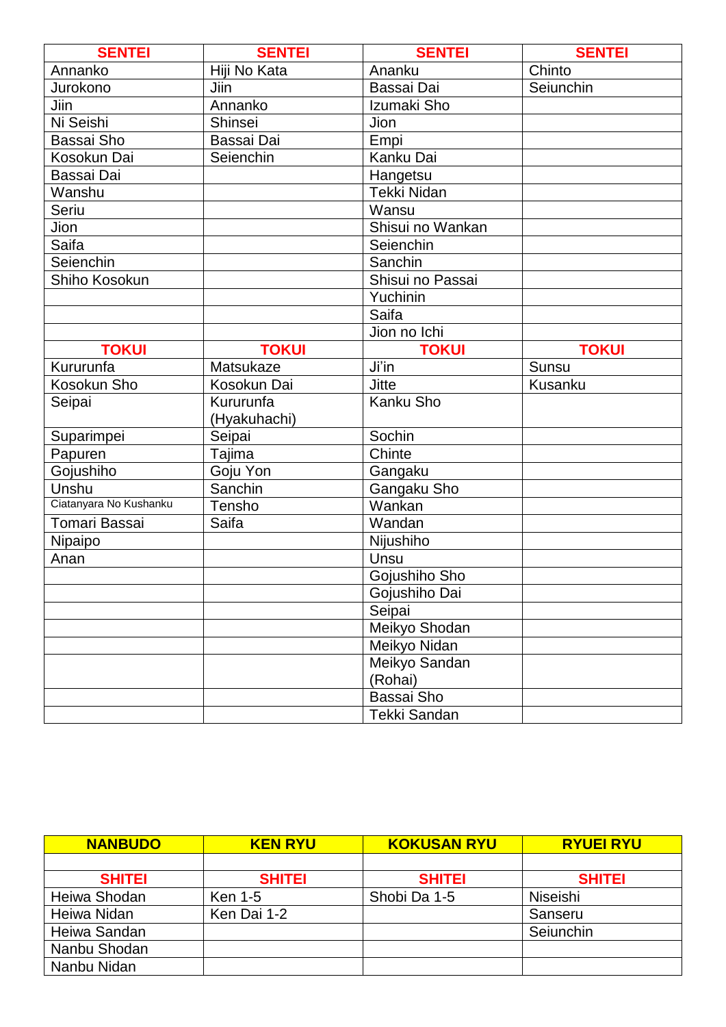| SENTEI | SENTEI | SENTEI | SENTEI |
|---|---|---|---|
| Annanko | Hiji No Kata | Ananku | Chinto |
| Jurokono | Jiin | Bassai Dai | Seiunchin |
| Jiin | Annanko | Izumaki Sho | |
| Ni Seishi | Shinsei | Jion | |
| Bassai Sho | Bassai Dai | Empi | |
| Kosokun Dai | Seienchin | Kanku Dai | |
| Bassai Dai | | Hangetsu | |
| Wanshu | | Tekki Nidan | |
| Seriu | | Wansu | |
| Jion | | Shisui no Wankan | |
| Saifa | | Seienchin | |
| Seienchin | | Sanchin | |
| Shiho Kosokun | | Shisui no Passai | |
| | | Yuchinin | |
| | | Saifa | |
| | | Jion no Ichi | |
| **TOKUI** | **TOKUI** | **TOKUI** | **TOKUI** |
| Kururunfa | Matsukaze | Ji'in | Sunsu |
| Kosokun Sho | Kosokun Dai | Jitte | Kusanku |
| Seipai | Kururunfa (Hyakuhachi) | Kanku Sho | |
| Suparimpei | Seipai | Sochin | |
| Papuren | Tajima | Chinte | |
| Gojushiho | Goju Yon | Gangaku | |
| Unshu | Sanchin | Gangaku Sho | |
| Ciatanyara No Kushanku | Tensho | Wankan | |
| Tomari Bassai | Saifa | Wandan | |
| Nipaipo | | Nijushiho | |
| Anan | | Unsu | |
| | | Gojushiho Sho | |
| | | Gojushiho Dai | |
| | | Seipai | |
| | | Meikyo Shodan | |
| | | Meikyo Nidan | |
| | | Meikyo Sandan (Rohai) | |
| | | Bassai Sho | |
| | | Tekki Sandan | |

| NANBUDO | KEN RYU | KOKUSAN RYU | RYUEI RYU |
|---|---|---|---|
| | | | |
| **SHITEI** | **SHITEI** | **SHITEI** | **SHITEI** |
| Heiwa Shodan | Ken 1-5 | Shobi Da 1-5 | Niseishi |
| Heiwa Nidan | Ken Dai 1-2 | | Sanseru |
| Heiwa Sandan | | | Seiunchin |
| Nanbu Shodan | | | |
| Nanbu Nidan | | | |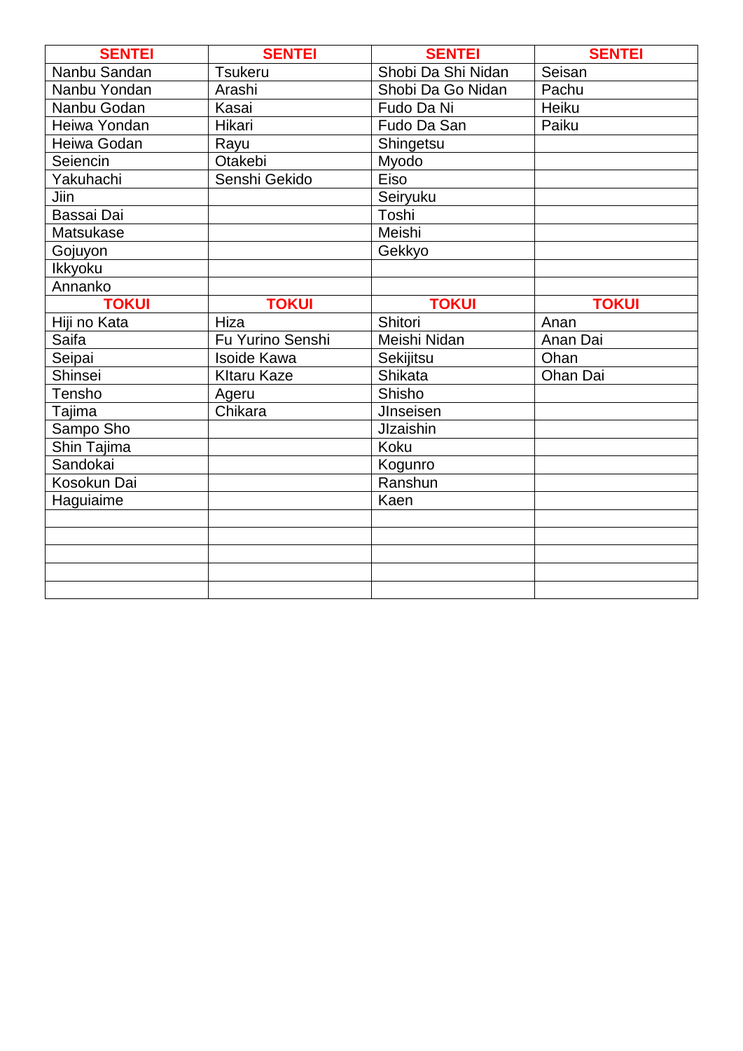| SENTEI | SENTEI | SENTEI | SENTEI |
|---|---|---|---|
| Nanbu Sandan | Tsukeru | Shobi Da Shi Nidan | Seisan |
| Nanbu Yondan | Arashi | Shobi Da Go Nidan | Pachu |
| Nanbu Godan | Kasai | Fudo Da Ni | Heiku |
| Heiwa Yondan | Hikari | Fudo Da San | Paiku |
| Heiwa Godan | Rayu | Shingetsu | |
| Seiencin | Otakebi | Myodo | |
| Yakuhachi | Senshi Gekido | Eiso | |
| Jiin | | Seiryuku | |
| Bassai Dai | | Toshi | |
| Matsukase | | Meishi | |
| Gojuyon | | Gekkyo | |
| Ikkyoku | | | |
| Annanko | | | |
| **TOKUI** | **TOKUI** | **TOKUI** | **TOKUI** |
| Hiji no Kata | Hiza | Shitori | Anan |
| Saifa | Fu Yurino Senshi | Meishi Nidan | Anan Dai |
| Seipai | Isoide Kawa | Sekijitsu | Ohan |
| Shinsei | KItaru Kaze | Shikata | Ohan Dai |
| Tensho | Ageru | Shisho | |
| Tajima | Chikara | JInseisen | |
| Sampo Sho | | JIzaishin | |
| Shin Tajima | | Koku | |
| Sandokai | | Kogunro | |
| Kosokun Dai | | Ranshun | |
| Haguiaime | | Kaen | |
| | | | |
| | | | |
| | | | |
| | | | |
| | | | |